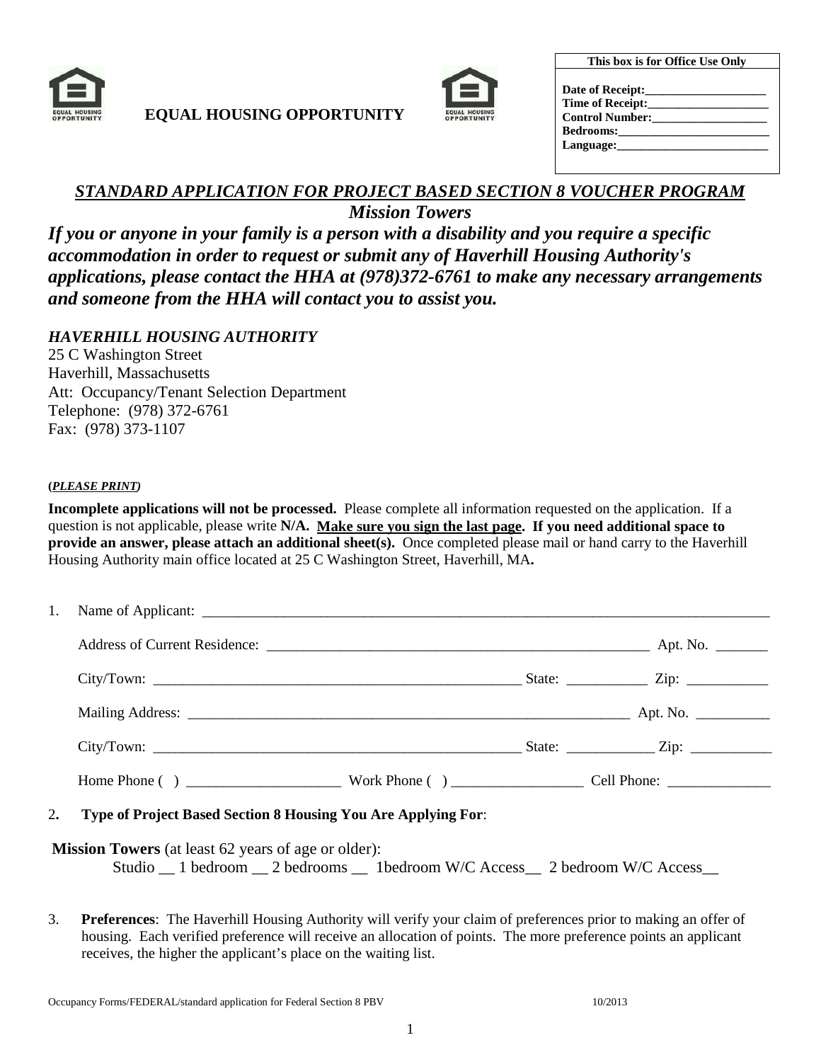EQUAL HOUSING OPPORTUNITY

| This box is for Office Use Only |
| --- |
| **Date of Receipt:**____________________ |
| **Time of Receipt:**____________________ |
| **Control Number:**____________________ |
| **Bedrooms:**__________________________ |
| **Language:**__________________________ |

## *STANDARD APPLICATION FOR PROJECT BASED SECTION 8 VOUCHER PROGRAM*

## *Mission Towers*

### *If you or anyone in your family is a person with a disability and you require a specific accommodation in order to request or submit any of Haverhill Housing Authority's applications, please contact the HHA at (978)372-6761 to make any necessary arrangements and someone from the HHA will contact you to assist you.*

*HAVERHILL HOUSING AUTHORITY*
25 C Washington Street
Haverhill, Massachusetts
Att: Occupancy/Tenant Selection Department
Telephone: (978) 372-6761
Fax: (978) 373-1107

(***PLEASE PRINT***)

**Incomplete applications will not be processed.** Please complete all information requested on the application. If a question is not applicable, please write **N/A. Make sure you sign the last page. If you need additional space to provide an answer, please attach an additional sheet(s).** Once completed please mail or hand carry to the Haverhill Housing Authority main office located at 25 C Washington Street, Haverhill, MA**.**

1. Name of Applicant: ______________________________________________________________________________

   Address of Current Residence: _____________________________________________________ Apt. No. _______

   City/Town: ___________________________________________________ State: ___________ Zip: ___________

   Mailing Address: _______________________________________________________________ Apt. No. __________

   City/Town: ___________________________________________________ State: ____________ Zip: ___________

   Home Phone ( ) _____________________ Work Phone ( ) _________________ Cell Phone: ______________

2**. Type of Project Based Section 8 Housing You Are Applying For**:

**Mission Towers** (at least 62 years of age or older):
Studio __ 1 bedroom __ 2 bedrooms __ 1bedroom W/C Access__ 2 bedroom W/C Access__

3. **Preferences**: The Haverhill Housing Authority will verify your claim of preferences prior to making an offer of housing. Each verified preference will receive an allocation of points. The more preference points an applicant receives, the higher the applicant's place on the waiting list.

Occupancy Forms/FEDERAL/standard application for Federal Section 8 PBV 10/2013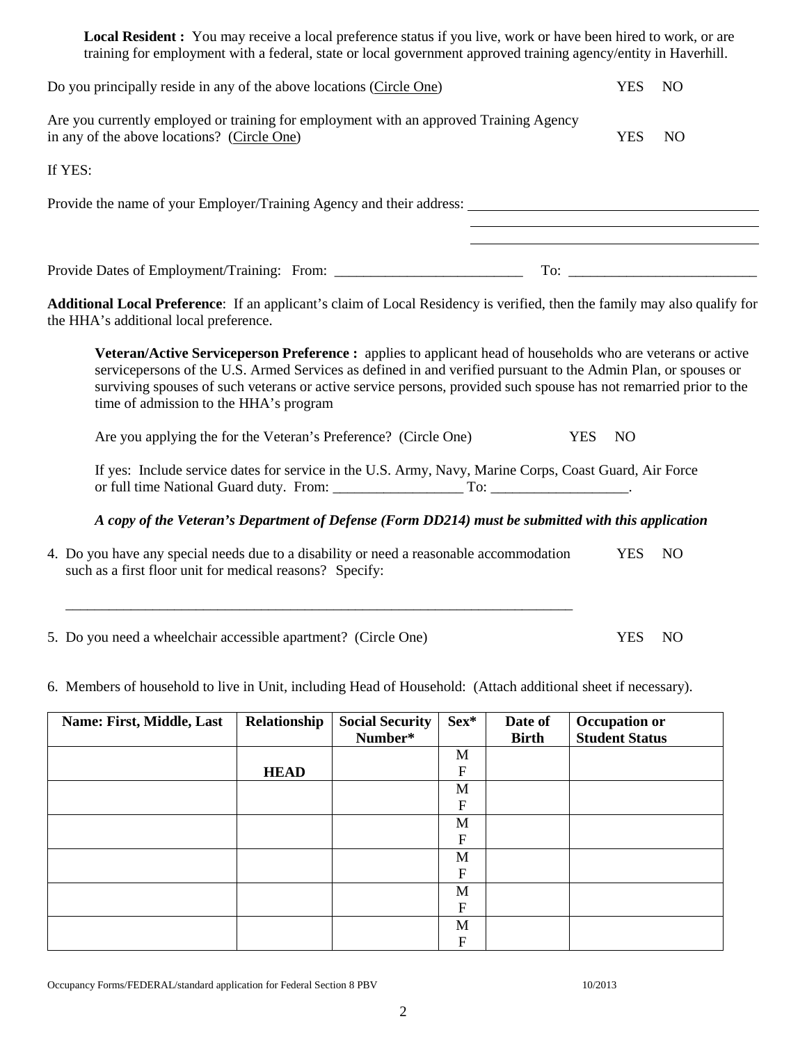**Local Resident :** You may receive a local preference status if you live, work or have been hired to work, or are training for employment with a federal, state or local government approved training agency/entity in Haverhill.

Do you principally reside in any of the above locations (Circle One) YES NO

Are you currently employed or training for employment with an approved Training Agency in any of the above locations? (Circle One) YES NO

If YES:

Provide the name of your Employer/Training Agency and their address: ________________________________________

________________________________________

________________________________________

Provide Dates of Employment/Training: From: __________________________ To: __________________________

**Additional Local Preference**: If an applicant's claim of Local Residency is verified, then the family may also qualify for the HHA's additional local preference.

**Veteran/Active Serviceperson Preference :** applies to applicant head of households who are veterans or active servicepersons of the U.S. Armed Services as defined in and verified pursuant to the Admin Plan, or spouses or surviving spouses of such veterans or active service persons, provided such spouse has not remarried prior to the time of admission to the HHA's program

Are you applying the for the Veteran's Preference? (Circle One) YES NO

If yes: Include service dates for service in the U.S. Army, Navy, Marine Corps, Coast Guard, Air Force or full time National Guard duty. From: __________________ To: ___________________.

***A copy of the Veteran's Department of Defense (Form DD214) must be submitted with this application***

4. Do you have any special needs due to a disability or need a reasonable accommodation such as a first floor unit for medical reasons? Specify: YES NO

________________________________________________________________________

5. Do you need a wheelchair accessible apartment? (Circle One) YES NO

6. Members of household to live in Unit, including Head of Household: (Attach additional sheet if necessary).

| Name: First, Middle, Last | Relationship | Social Security Number* | Sex* | Date of Birth | Occupation or Student Status |
|---|---|---|---|---|---|
| | **HEAD** | | M F | | |
| | | | M F | | |
| | | | M F | | |
| | | | M F | | |
| | | | M F | | |
| | | | M F | | |

Occupancy Forms/FEDERAL/standard application for Federal Section 8 PBV 10/2013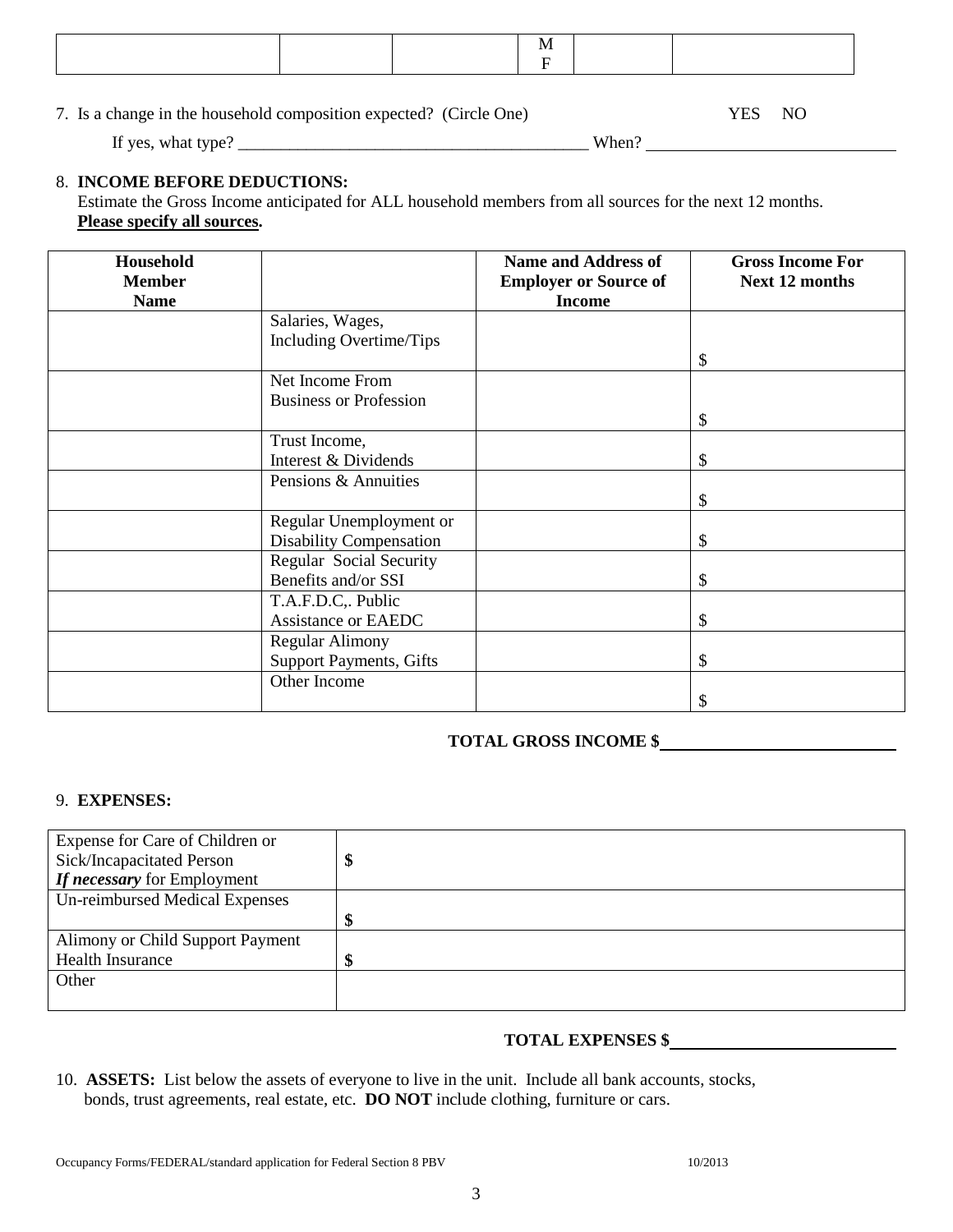| | | | M<br>F | | |
|---|---|---|---|---|---|

7. Is a change in the household composition expected? (Circle One) YES NO

   If yes, what type? ________________________________________ When? ____________________________

8. **INCOME BEFORE DEDUCTIONS:**
   Estimate the Gross Income anticipated for ALL household members from all sources for the next 12 months.
   **Please specify all sources.**

| Household Member Name | | Name and Address of Employer or Source of Income | Gross Income For Next 12 months |
|---|---|---|---|
| | Salaries, Wages, Including Overtime/Tips | | $ |
| | Net Income From Business or Profession | | $ |
| | Trust Income, Interest & Dividends | | $ |
| | Pensions & Annuities | | $ |
| | Regular Unemployment or Disability Compensation | | $ |
| | Regular Social Security Benefits and/or SSI | | $ |
| | T.A.F.D.C,. Public Assistance or EAEDC | | $ |
| | Regular Alimony Support Payments, Gifts | | $ |
| | Other Income | | $ |

**TOTAL GROSS INCOME $**____________________

9. **EXPENSES:**

| | |
|---|---|
| Expense for Care of Children or Sick/Incapacitated Person ***If necessary*** for Employment | **$** |
| Un-reimbursed Medical Expenses | **$** |
| Alimony or Child Support Payment Health Insurance | **$** |
| Other | |

**TOTAL EXPENSES $**____________________

10. **ASSETS:** List below the assets of everyone to live in the unit. Include all bank accounts, stocks, bonds, trust agreements, real estate, etc. **DO NOT** include clothing, furniture or cars.

Occupancy Forms/FEDERAL/standard application for Federal Section 8 PBV 10/2013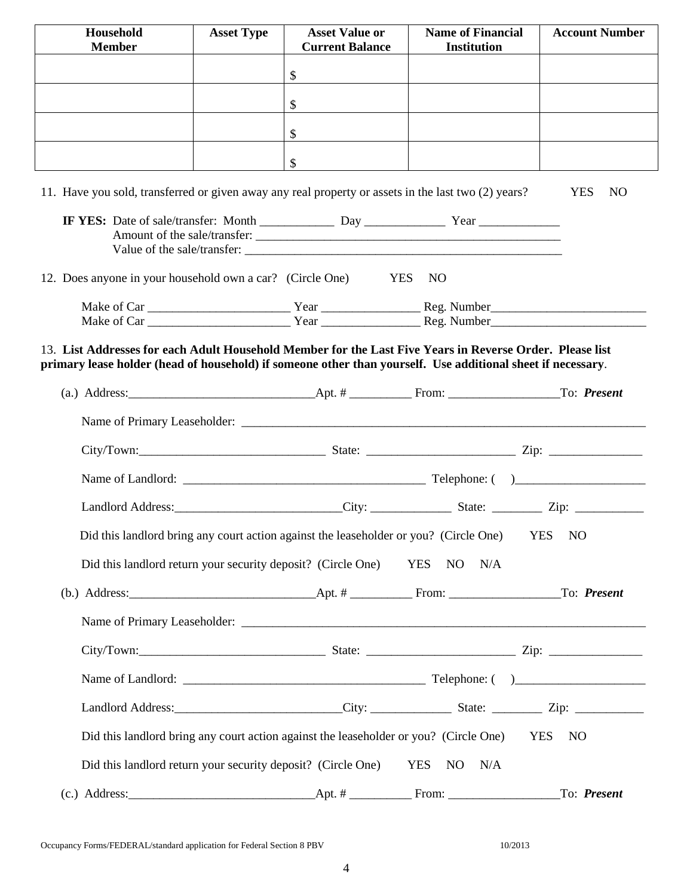| Household Member | Asset Type | Asset Value or Current Balance | Name of Financial Institution | Account Number |
|---|---|---|---|---|
| | | $ | | |
| | | $ | | |
| | | $ | | |
| | | $ | | |

11. Have you sold, transferred or given away any real property or assets in the last two (2) years? YES NO

    **IF YES:** Date of sale/transfer: Month ____________ Day _____________ Year _____________
    Amount of the sale/transfer: ___________________________________________________
    Value of the sale/transfer: _____________________________________________________

12. Does anyone in your household own a car? (Circle One) YES NO

    Make of Car _______________________ Year ________________ Reg. Number_________________________
    Make of Car _______________________ Year ________________ Reg. Number_________________________

13. **List Addresses for each Adult Household Member for the Last Five Years in Reverse Order. Please list primary lease holder (head of household) if someone other than yourself. Use additional sheet if necessary**.

    (a.) Address:______________________________Apt. # __________ From: __________________To: ***Present***

    Name of Primary Leaseholder: ___________________________________________________________________

    City/Town:______________________________ State: ________________________ Zip: _______________

    Name of Landlord: ______________________________________ Telephone: ( )_____________________

    Landlord Address:___________________________City: _____________ State: ________ Zip: ___________

    Did this landlord bring any court action against the leaseholder or you? (Circle One) YES NO

    Did this landlord return your security deposit? (Circle One) YES NO N/A

    (b.) Address:______________________________Apt. # __________ From: __________________To: ***Present***

    Name of Primary Leaseholder: ___________________________________________________________________

    City/Town:______________________________ State: ________________________ Zip: _______________

    Name of Landlord: ______________________________________ Telephone: ( )_____________________

    Landlord Address:___________________________City: _____________ State: ________ Zip: ___________

    Did this landlord bring any court action against the leaseholder or you? (Circle One) YES NO

    Did this landlord return your security deposit? (Circle One) YES NO N/A

    (c.) Address:______________________________Apt. # __________ From: __________________To: ***Present***

Occupancy Forms/FEDERAL/standard application for Federal Section 8 PBV 10/2013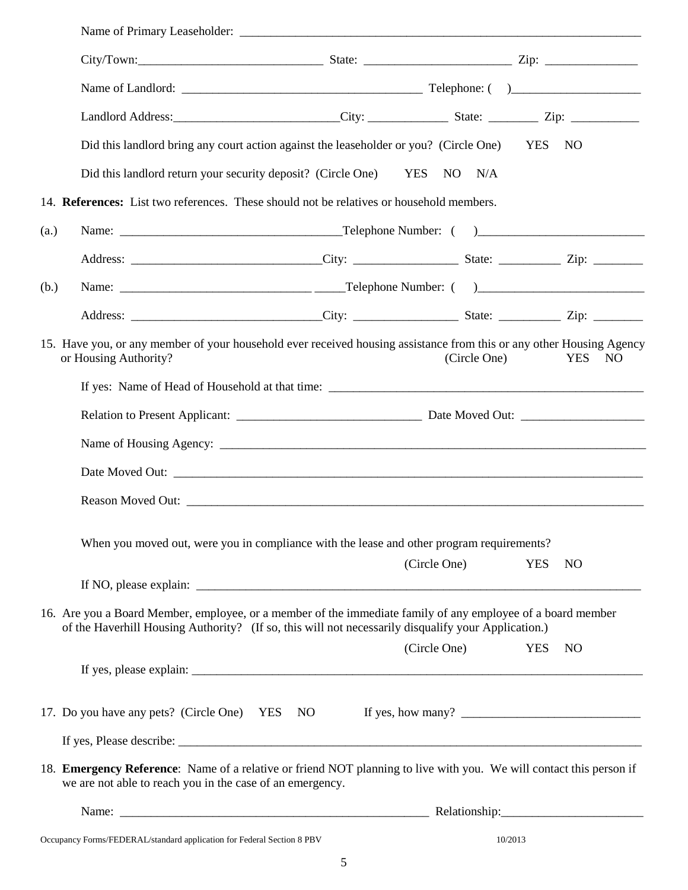Name of Primary Leaseholder: ___________________________________________________________________

City/Town:_____________________________ State: ________________________ Zip: _______________

Name of Landlord: _______________________________________ Telephone: (    )_____________________

Landlord Address:___________________________City: _____________ State: ________ Zip: ___________

Did this landlord bring any court action against the leaseholder or you? (Circle One) YES NO

Did this landlord return your security deposit? (Circle One) YES NO N/A

14. **References:** List two references. These should not be relatives or household members.

(a.) Name: ____________________________________Telephone Number: (    )__________________________

Address: ______________________________City: ________________ State: __________ Zip: ________

(b.) Name: _______________________________ _____Telephone Number: (    )__________________________

Address: ______________________________City: ________________ State: __________ Zip: ________

15. Have you, or any member of your household ever received housing assistance from this or any other Housing Agency or Housing Authority? (Circle One) YES NO

If yes: Name of Head of Household at that time: _____________________________________________________

Relation to Present Applicant: ______________________________ Date Moved Out: ____________________

Name of Housing Agency: ______________________________________________________________________

Date Moved Out: ______________________________________________________________________________

Reason Moved Out: ____________________________________________________________________________

When you moved out, were you in compliance with the lease and other program requirements?

(Circle One) YES NO

If NO, please explain: _________________________________________________________________________

16. Are you a Board Member, employee, or a member of the immediate family of any employee of a board member of the Haverhill Housing Authority? (If so, this will not necessarily disqualify your Application.)

(Circle One) YES NO

If yes, please explain: _________________________________________________________________________

17. Do you have any pets? (Circle One) YES NO If yes, how many? ______________________________

If yes, Please describe: _______________________________________________________________________________

18. **Emergency Reference**: Name of a relative or friend NOT planning to live with you. We will contact this person if we are not able to reach you in the case of an emergency.

Name: _____________________________________________________ Relationship:_______________________

Occupancy Forms/FEDERAL/standard application for Federal Section 8 PBV 10/2013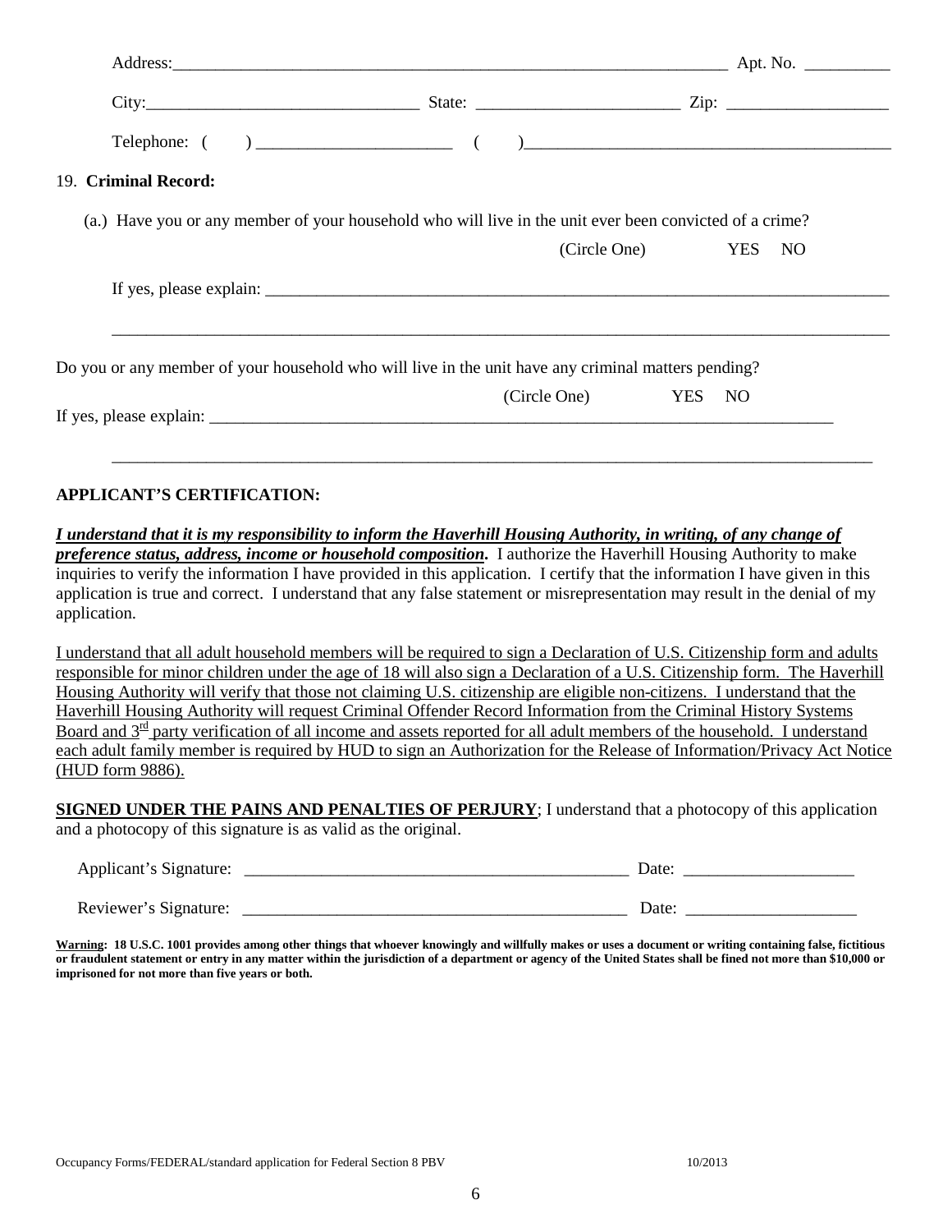Address:_________________________________________________________________ Apt. No. __________

City:________________________________ State: ________________________ Zip: ___________________

Telephone: (       ) _______________________     (       )__________________________________________

19. **Criminal Record:**

(a.) Have you or any member of your household who will live in the unit ever been convicted of a crime?

(Circle One)     YES   NO

If yes, please explain: ___________________________________________________________________________

___________________________________________________________________________________________

Do you or any member of your household who will live in the unit have any criminal matters pending?

(Circle One)     YES   NO

If yes, please explain: ___________________________________________________________________________

___________________________________________________________________________________________

**APPLICANT'S CERTIFICATION:**

***I understand that it is my responsibility to inform the Haverhill Housing Authority, in writing, of any change of preference status, address, income or household composition.*** I authorize the Haverhill Housing Authority to make inquiries to verify the information I have provided in this application. I certify that the information I have given in this application is true and correct. I understand that any false statement or misrepresentation may result in the denial of my application.

I understand that all adult household members will be required to sign a Declaration of U.S. Citizenship form and adults responsible for minor children under the age of 18 will also sign a Declaration of a U.S. Citizenship form. The Haverhill Housing Authority will verify that those not claiming U.S. citizenship are eligible non-citizens. I understand that the Haverhill Housing Authority will request Criminal Offender Record Information from the Criminal History Systems Board and 3rd party verification of all income and assets reported for all adult members of the household. I understand each adult family member is required by HUD to sign an Authorization for the Release of Information/Privacy Act Notice (HUD form 9886).

**SIGNED UNDER THE PAINS AND PENALTIES OF PERJURY**; I understand that a photocopy of this application and a photocopy of this signature is as valid as the original.

Applicant's Signature: ______________________________________________ Date: ____________________

Reviewer's Signature: ______________________________________________ Date: ____________________

**Warning: 18 U.S.C. 1001 provides among other things that whoever knowingly and willfully makes or uses a document or writing containing false, fictitious or fraudulent statement or entry in any matter within the jurisdiction of a department or agency of the United States shall be fined not more than $10,000 or imprisoned for not more than five years or both.**

Occupancy Forms/FEDERAL/standard application for Federal Section 8 PBV     10/2013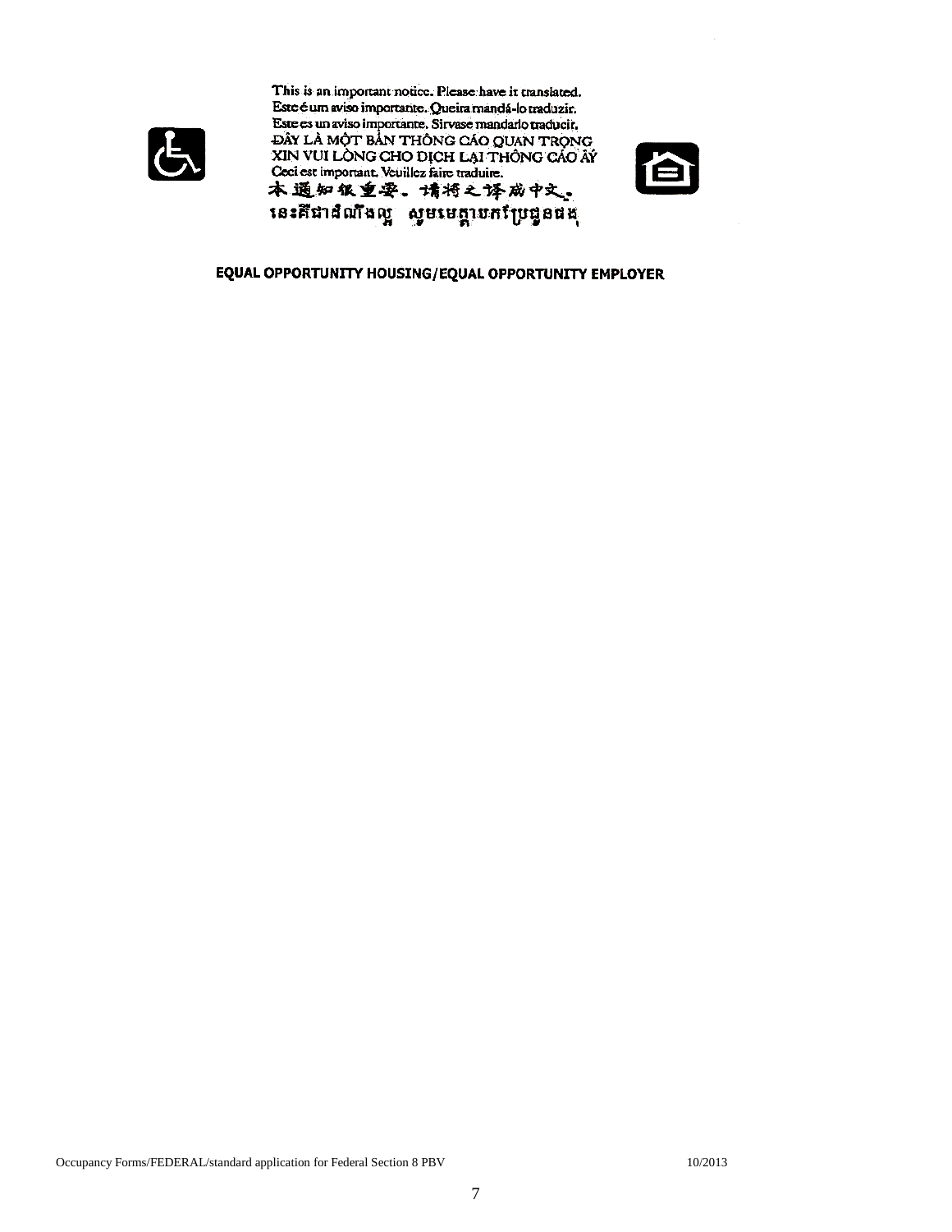This is an important notice. Please have it translated.
Este é um aviso importante. Queira mandá-lo traduzir.
Este es un aviso importante. Sirvase mandarlo traducir.
ĐÂY LÀ MỘT BẢN THÔNG CÁO QUAN TRỌNG
XIN VUI LÒNG CHO DỊCH LẠI THÔNG CÁO ẤY
Ceci est important. Veuillez faire traduire.
本通知很重要。请将之译成中文。
នេះគឺជាដំណឹងល្អ សូមមេត្តាបកប្រែជូនផង

**EQUAL OPPORTUNITY HOUSING/EQUAL OPPORTUNITY EMPLOYER**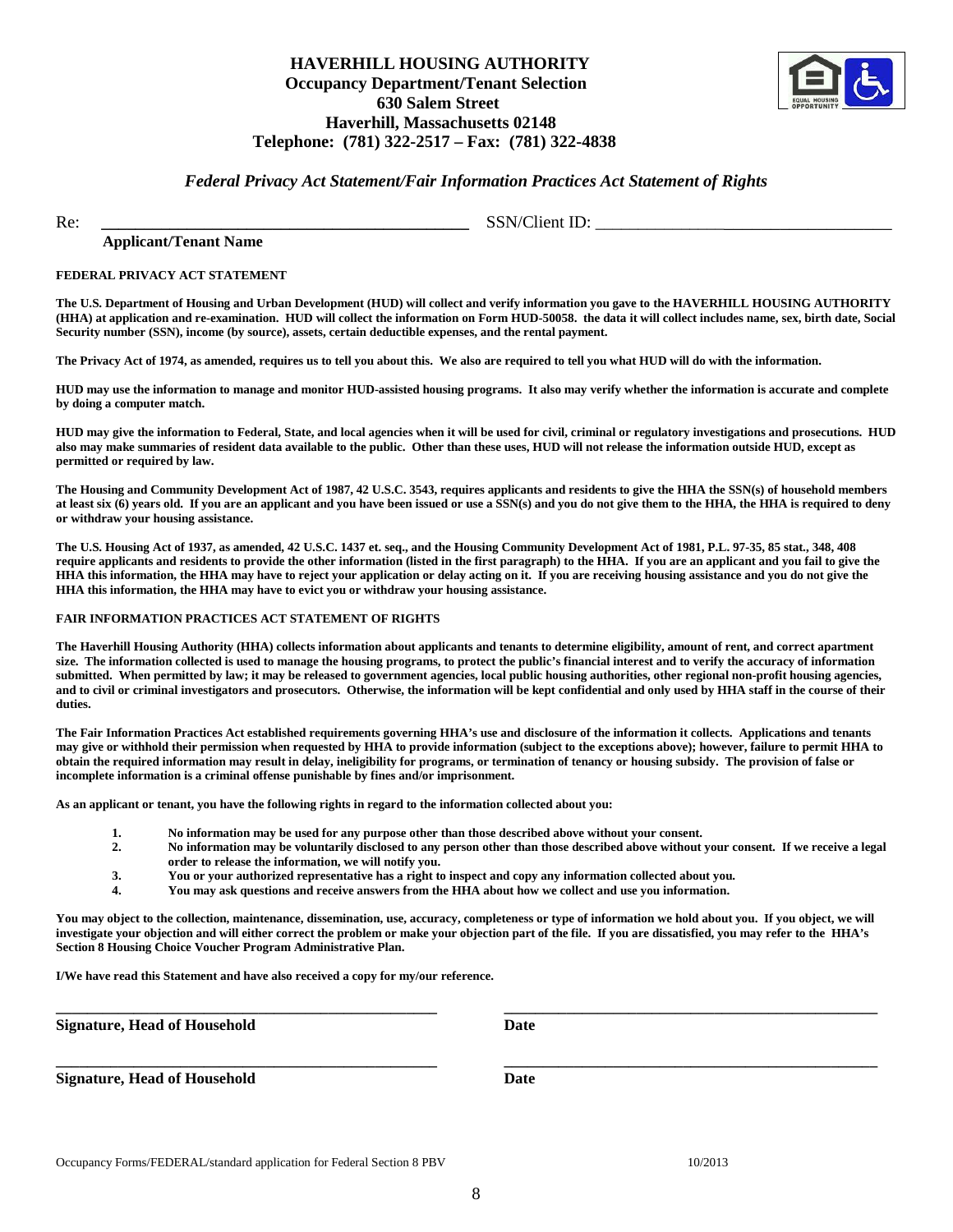**HAVERHILL HOUSING AUTHORITY**
**Occupancy Department/Tenant Selection**
**630 Salem Street**
**Haverhill, Massachusetts 02148**
**Telephone: (781) 322-2517 – Fax: (781) 322-4838**

*Federal Privacy Act Statement/Fair Information Practices Act Statement of Rights*

Re: ______________________________________________ SSN/Client ID: ____________________________________
**Applicant/Tenant Name**

**FEDERAL PRIVACY ACT STATEMENT**

**The U.S. Department of Housing and Urban Development (HUD) will collect and verify information you gave to the HAVERHILL HOUSING AUTHORITY (HHA) at application and re-examination. HUD will collect the information on Form HUD-50058. the data it will collect includes name, sex, birth date, Social Security number (SSN), income (by source), assets, certain deductible expenses, and the rental payment.**

**The Privacy Act of 1974, as amended, requires us to tell you about this. We also are required to tell you what HUD will do with the information.**

**HUD may use the information to manage and monitor HUD-assisted housing programs. It also may verify whether the information is accurate and complete by doing a computer match.**

**HUD may give the information to Federal, State, and local agencies when it will be used for civil, criminal or regulatory investigations and prosecutions. HUD also may make summaries of resident data available to the public. Other than these uses, HUD will not release the information outside HUD, except as permitted or required by law.**

**The Housing and Community Development Act of 1987, 42 U.S.C. 3543, requires applicants and residents to give the HHA the SSN(s) of household members at least six (6) years old. If you are an applicant and you have been issued or use a SSN(s) and you do not give them to the HHA, the HHA is required to deny or withdraw your housing assistance.**

**The U.S. Housing Act of 1937, as amended, 42 U.S.C. 1437 et. seq., and the Housing Community Development Act of 1981, P.L. 97-35, 85 stat., 348, 408 require applicants and residents to provide the other information (listed in the first paragraph) to the HHA. If you are an applicant and you fail to give the HHA this information, the HHA may have to reject your application or delay acting on it. If you are receiving housing assistance and you do not give the HHA this information, the HHA may have to evict you or withdraw your housing assistance.**

**FAIR INFORMATION PRACTICES ACT STATEMENT OF RIGHTS**

**The Haverhill Housing Authority (HHA) collects information about applicants and tenants to determine eligibility, amount of rent, and correct apartment size. The information collected is used to manage the housing programs, to protect the public's financial interest and to verify the accuracy of information submitted. When permitted by law; it may be released to government agencies, local public housing authorities, other regional non-profit housing agencies, and to civil or criminal investigators and prosecutors. Otherwise, the information will be kept confidential and only used by HHA staff in the course of their duties.**

**The Fair Information Practices Act established requirements governing HHA's use and disclosure of the information it collects. Applications and tenants may give or withhold their permission when requested by HHA to provide information (subject to the exceptions above); however, failure to permit HHA to obtain the required information may result in delay, ineligibility for programs, or termination of tenancy or housing subsidy. The provision of false or incomplete information is a criminal offense punishable by fines and/or imprisonment.**

**As an applicant or tenant, you have the following rights in regard to the information collected about you:**

1. **No information may be used for any purpose other than those described above without your consent.**
2. **No information may be voluntarily disclosed to any person other than those described above without your consent. If we receive a legal order to release the information, we will notify you.**
3. **You or your authorized representative has a right to inspect and copy any information collected about you.**
4. **You may ask questions and receive answers from the HHA about how we collect and use you information.**

**You may object to the collection, maintenance, dissemination, use, accuracy, completeness or type of information we hold about you. If you object, we will investigate your objection and will either correct the problem or make your objection part of the file. If you are dissatisfied, you may refer to the HHA's Section 8 Housing Choice Voucher Program Administrative Plan.**

**I/We have read this Statement and have also received a copy for my/our reference.**

_____________________________________________ _____________________________________________
**Signature, Head of Household** **Date**

_____________________________________________ _____________________________________________
**Signature, Head of Household** **Date**

Occupancy Forms/FEDERAL/standard application for Federal Section 8 PBV 10/2013